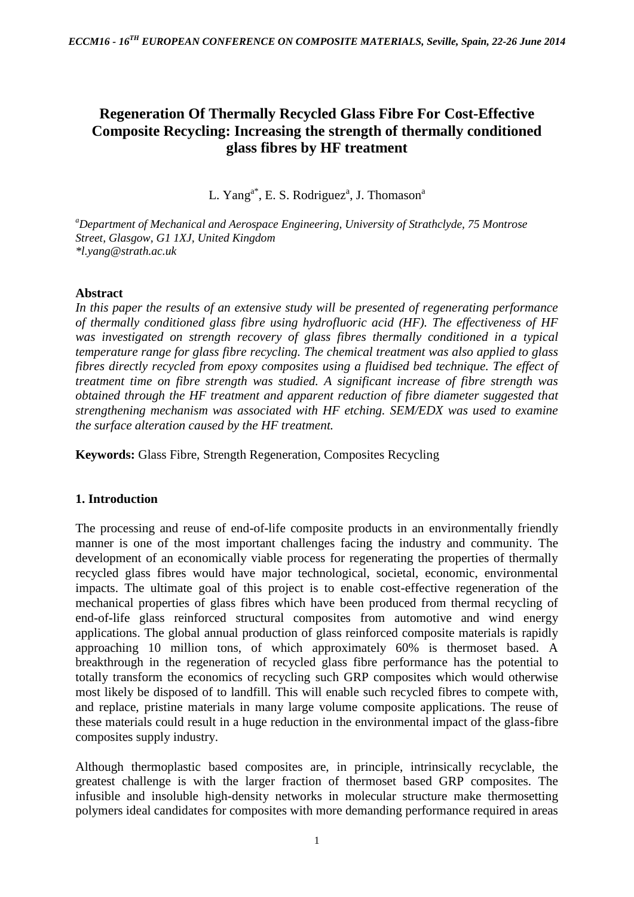# Regeneration Of Thermally Recycled Glass Fibre For Cost-Effective Composite Recycling: Increasing the strength of thermally conditioned glass fibres by HF treatment

L. Yang[a*], E. S. Rodriguez[a], J. Thomason[a]

[a]*Department of Mechanical and Aerospace Engineering, University of Strathclyde, 75 Montrose Street, Glasgow, G1 1XJ, United Kingdom*
*\*l.yang@strath.ac.uk*

## Abstract

*In this paper the results of an extensive study will be presented of regenerating performance of thermally conditioned glass fibre using hydrofluoric acid (HF). The effectiveness of HF was investigated on strength recovery of glass fibres thermally conditioned in a typical temperature range for glass fibre recycling. The chemical treatment was also applied to glass fibres directly recycled from epoxy composites using a fluidised bed technique. The effect of treatment time on fibre strength was studied. A significant increase of fibre strength was obtained through the HF treatment and apparent reduction of fibre diameter suggested that strengthening mechanism was associated with HF etching. SEM/EDX was used to examine the surface alteration caused by the HF treatment.*

**Keywords:** Glass Fibre, Strength Regeneration, Composites Recycling

## 1. Introduction

The processing and reuse of end-of-life composite products in an environmentally friendly manner is one of the most important challenges facing the industry and community. The development of an economically viable process for regenerating the properties of thermally recycled glass fibres would have major technological, societal, economic, environmental impacts. The ultimate goal of this project is to enable cost-effective regeneration of the mechanical properties of glass fibres which have been produced from thermal recycling of end-of-life glass reinforced structural composites from automotive and wind energy applications. The global annual production of glass reinforced composite materials is rapidly approaching 10 million tons, of which approximately 60% is thermoset based. A breakthrough in the regeneration of recycled glass fibre performance has the potential to totally transform the economics of recycling such GRP composites which would otherwise most likely be disposed of to landfill. This will enable such recycled fibres to compete with, and replace, pristine materials in many large volume composite applications. The reuse of these materials could result in a huge reduction in the environmental impact of the glass-fibre composites supply industry.

Although thermoplastic based composites are, in principle, intrinsically recyclable, the greatest challenge is with the larger fraction of thermoset based GRP composites. The infusible and insoluble high-density networks in molecular structure make thermosetting polymers ideal candidates for composites with more demanding performance required in areas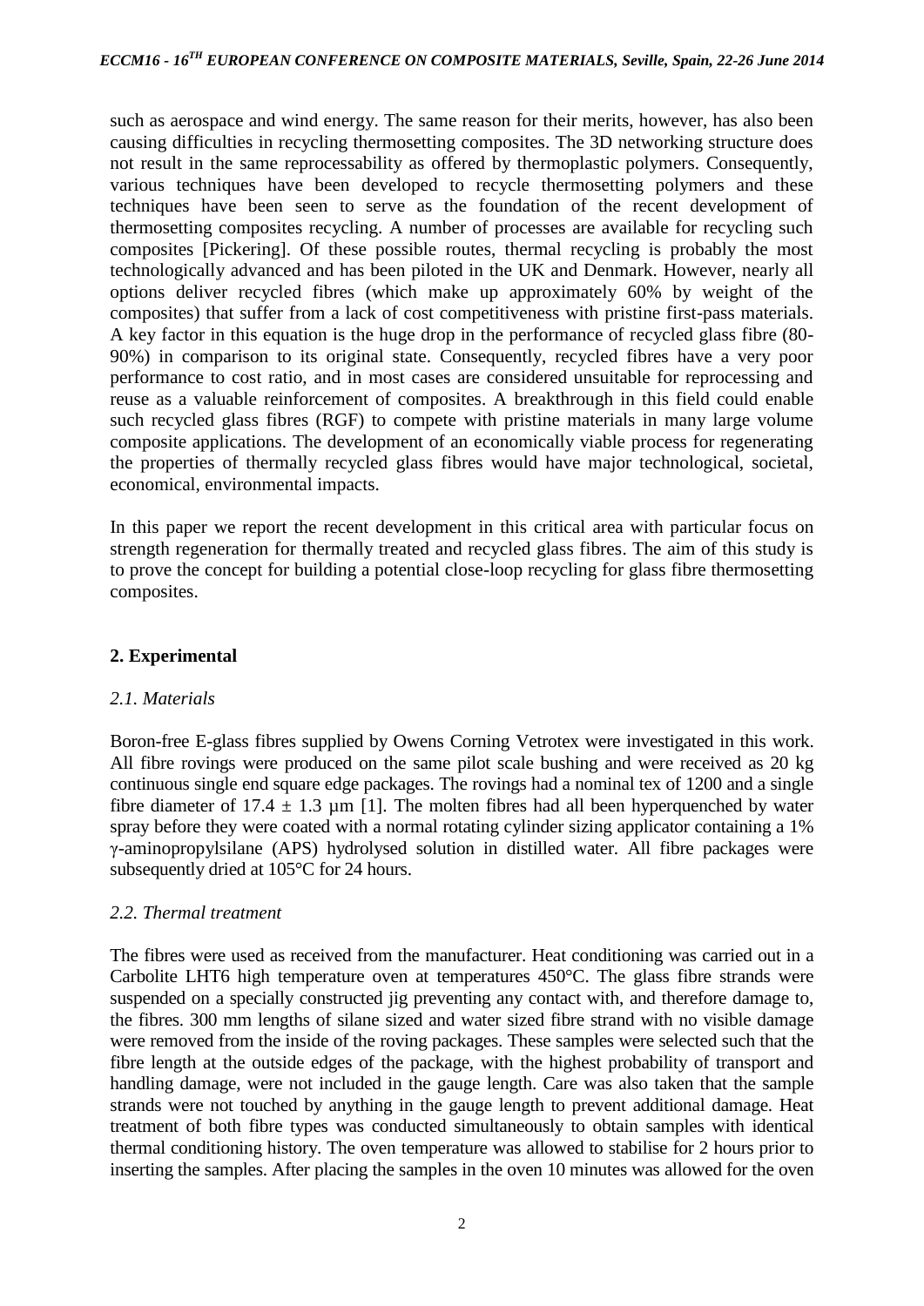such as aerospace and wind energy. The same reason for their merits, however, has also been causing difficulties in recycling thermosetting composites. The 3D networking structure does not result in the same reprocessability as offered by thermoplastic polymers. Consequently, various techniques have been developed to recycle thermosetting polymers and these techniques have been seen to serve as the foundation of the recent development of thermosetting composites recycling. A number of processes are available for recycling such composites [Pickering]. Of these possible routes, thermal recycling is probably the most technologically advanced and has been piloted in the UK and Denmark. However, nearly all options deliver recycled fibres (which make up approximately 60% by weight of the composites) that suffer from a lack of cost competitiveness with pristine first-pass materials. A key factor in this equation is the huge drop in the performance of recycled glass fibre (80-90%) in comparison to its original state. Consequently, recycled fibres have a very poor performance to cost ratio, and in most cases are considered unsuitable for reprocessing and reuse as a valuable reinforcement of composites. A breakthrough in this field could enable such recycled glass fibres (RGF) to compete with pristine materials in many large volume composite applications. The development of an economically viable process for regenerating the properties of thermally recycled glass fibres would have major technological, societal, economical, environmental impacts.

In this paper we report the recent development in this critical area with particular focus on strength regeneration for thermally treated and recycled glass fibres. The aim of this study is to prove the concept for building a potential close-loop recycling for glass fibre thermosetting composites.

## 2. Experimental

### *2.1. Materials*

Boron-free E-glass fibres supplied by Owens Corning Vetrotex were investigated in this work. All fibre rovings were produced on the same pilot scale bushing and were received as 20 kg continuous single end square edge packages. The rovings had a nominal tex of 1200 and a single fibre diameter of $17.4 \pm 1.3$ µm [1]. The molten fibres had all been hyperquenched by water spray before they were coated with a normal rotating cylinder sizing applicator containing a 1% γ-aminopropylsilane (APS) hydrolysed solution in distilled water. All fibre packages were subsequently dried at 105°C for 24 hours.

### *2.2. Thermal treatment*

The fibres were used as received from the manufacturer. Heat conditioning was carried out in a Carbolite LHT6 high temperature oven at temperatures 450°C. The glass fibre strands were suspended on a specially constructed jig preventing any contact with, and therefore damage to, the fibres. 300 mm lengths of silane sized and water sized fibre strand with no visible damage were removed from the inside of the roving packages. These samples were selected such that the fibre length at the outside edges of the package, with the highest probability of transport and handling damage, were not included in the gauge length. Care was also taken that the sample strands were not touched by anything in the gauge length to prevent additional damage. Heat treatment of both fibre types was conducted simultaneously to obtain samples with identical thermal conditioning history. The oven temperature was allowed to stabilise for 2 hours prior to inserting the samples. After placing the samples in the oven 10 minutes was allowed for the oven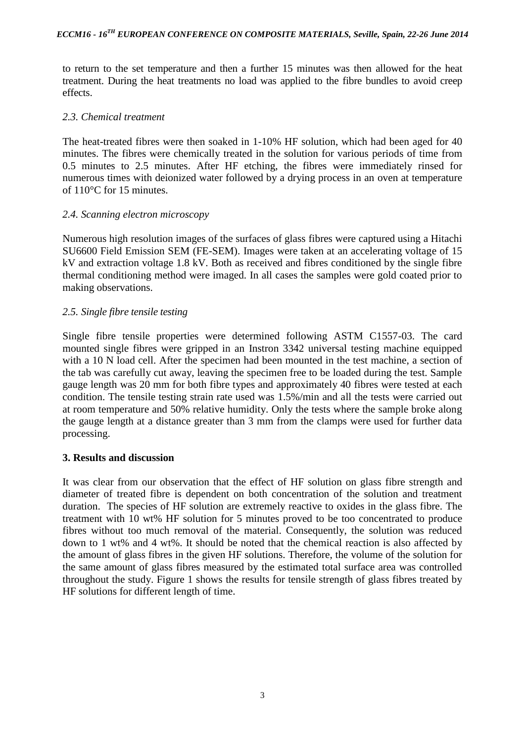to return to the set temperature and then a further 15 minutes was then allowed for the heat treatment. During the heat treatments no load was applied to the fibre bundles to avoid creep effects.

### *2.3. Chemical treatment*

The heat-treated fibres were then soaked in 1-10% HF solution, which had been aged for 40 minutes. The fibres were chemically treated in the solution for various periods of time from 0.5 minutes to 2.5 minutes. After HF etching, the fibres were immediately rinsed for numerous times with deionized water followed by a drying process in an oven at temperature of 110°C for 15 minutes.

### *2.4. Scanning electron microscopy*

Numerous high resolution images of the surfaces of glass fibres were captured using a Hitachi SU6600 Field Emission SEM (FE-SEM). Images were taken at an accelerating voltage of 15 kV and extraction voltage 1.8 kV. Both as received and fibres conditioned by the single fibre thermal conditioning method were imaged. In all cases the samples were gold coated prior to making observations.

### *2.5. Single fibre tensile testing*

Single fibre tensile properties were determined following ASTM C1557-03. The card mounted single fibres were gripped in an Instron 3342 universal testing machine equipped with a 10 N load cell. After the specimen had been mounted in the test machine, a section of the tab was carefully cut away, leaving the specimen free to be loaded during the test. Sample gauge length was 20 mm for both fibre types and approximately 40 fibres were tested at each condition. The tensile testing strain rate used was 1.5%/min and all the tests were carried out at room temperature and 50% relative humidity. Only the tests where the sample broke along the gauge length at a distance greater than 3 mm from the clamps were used for further data processing.

## **3. Results and discussion**

It was clear from our observation that the effect of HF solution on glass fibre strength and diameter of treated fibre is dependent on both concentration of the solution and treatment duration. The species of HF solution are extremely reactive to oxides in the glass fibre. The treatment with 10 wt% HF solution for 5 minutes proved to be too concentrated to produce fibres without too much removal of the material. Consequently, the solution was reduced down to 1 wt% and 4 wt%. It should be noted that the chemical reaction is also affected by the amount of glass fibres in the given HF solutions. Therefore, the volume of the solution for the same amount of glass fibres measured by the estimated total surface area was controlled throughout the study. Figure 1 shows the results for tensile strength of glass fibres treated by HF solutions for different length of time.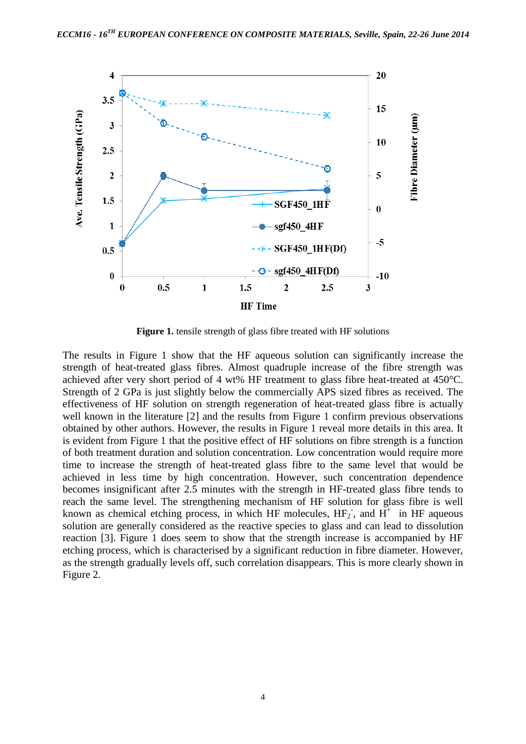**Figure 1.** tensile strength of glass fibre treated with HF solutions

The results in Figure 1 show that the HF aqueous solution can significantly increase the strength of heat-treated glass fibres. Almost quadruple increase of the fibre strength was achieved after very short period of 4 wt% HF treatment to glass fibre heat-treated at 450°C. Strength of 2 GPa is just slightly below the commercially APS sized fibres as received. The effectiveness of HF solution on strength regeneration of heat-treated glass fibre is actually well known in the literature [2] and the results from Figure 1 confirm previous observations obtained by other authors. However, the results in Figure 1 reveal more details in this area. It is evident from Figure 1 that the positive effect of HF solutions on fibre strength is a function of both treatment duration and solution concentration. Low concentration would require more time to increase the strength of heat-treated glass fibre to the same level that would be achieved in less time by high concentration. However, such concentration dependence becomes insignificant after 2.5 minutes with the strength in HF-treated glass fibre tends to reach the same level. The strengthening mechanism of HF solution for glass fibre is well known as chemical etching process, in which HF molecules, $HF_2^-$, and $H^+$ in HF aqueous solution are generally considered as the reactive species to glass and can lead to dissolution reaction [3]. Figure 1 does seem to show that the strength increase is accompanied by HF etching process, which is characterised by a significant reduction in fibre diameter. However, as the strength gradually levels off, such correlation disappears. This is more clearly shown in Figure 2.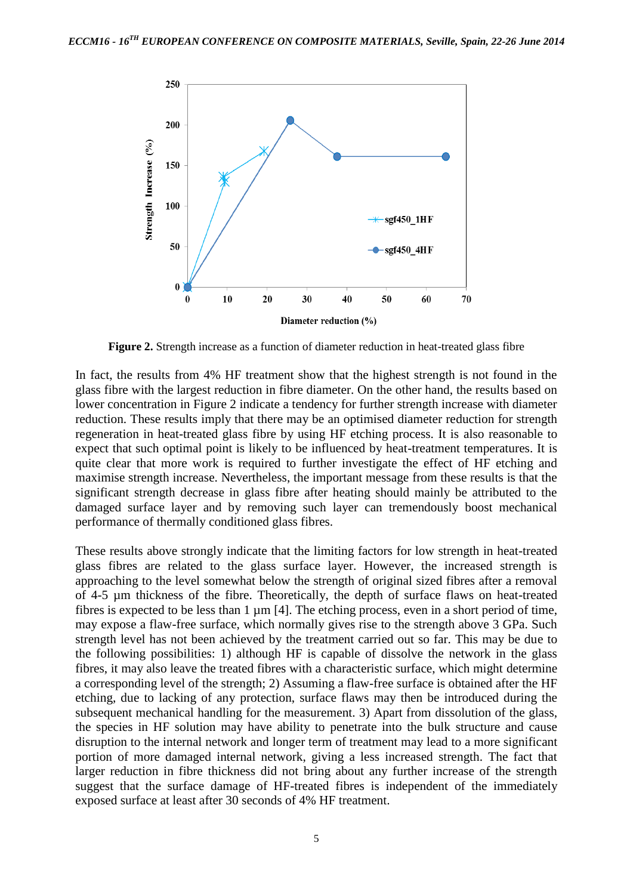**Figure 2.** Strength increase as a function of diameter reduction in heat-treated glass fibre

In fact, the results from 4% HF treatment show that the highest strength is not found in the glass fibre with the largest reduction in fibre diameter. On the other hand, the results based on lower concentration in Figure 2 indicate a tendency for further strength increase with diameter reduction. These results imply that there may be an optimised diameter reduction for strength regeneration in heat-treated glass fibre by using HF etching process. It is also reasonable to expect that such optimal point is likely to be influenced by heat-treatment temperatures. It is quite clear that more work is required to further investigate the effect of HF etching and maximise strength increase. Nevertheless, the important message from these results is that the significant strength decrease in glass fibre after heating should mainly be attributed to the damaged surface layer and by removing such layer can tremendously boost mechanical performance of thermally conditioned glass fibres.

These results above strongly indicate that the limiting factors for low strength in heat-treated glass fibres are related to the glass surface layer. However, the increased strength is approaching to the level somewhat below the strength of original sized fibres after a removal of 4-5 µm thickness of the fibre. Theoretically, the depth of surface flaws on heat-treated fibres is expected to be less than 1 µm [4]. The etching process, even in a short period of time, may expose a flaw-free surface, which normally gives rise to the strength above 3 GPa. Such strength level has not been achieved by the treatment carried out so far. This may be due to the following possibilities: 1) although HF is capable of dissolve the network in the glass fibres, it may also leave the treated fibres with a characteristic surface, which might determine a corresponding level of the strength; 2) Assuming a flaw-free surface is obtained after the HF etching, due to lacking of any protection, surface flaws may then be introduced during the subsequent mechanical handling for the measurement. 3) Apart from dissolution of the glass, the species in HF solution may have ability to penetrate into the bulk structure and cause disruption to the internal network and longer term of treatment may lead to a more significant portion of more damaged internal network, giving a less increased strength. The fact that larger reduction in fibre thickness did not bring about any further increase of the strength suggest that the surface damage of HF-treated fibres is independent of the immediately exposed surface at least after 30 seconds of 4% HF treatment.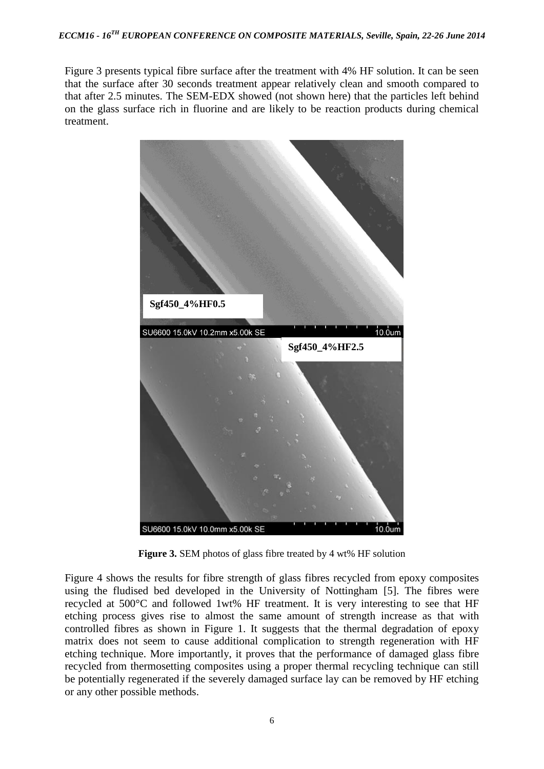Figure 3 presents typical fibre surface after the treatment with 4% HF solution. It can be seen that the surface after 30 seconds treatment appear relatively clean and smooth compared to that after 2.5 minutes. The SEM-EDX showed (not shown here) that the particles left behind on the glass surface rich in fluorine and are likely to be reaction products during chemical treatment.

**Figure 3.** SEM photos of glass fibre treated by 4 wt% HF solution

Figure 4 shows the results for fibre strength of glass fibres recycled from epoxy composites using the fludised bed developed in the University of Nottingham [5]. The fibres were recycled at 500°C and followed 1wt% HF treatment. It is very interesting to see that HF etching process gives rise to almost the same amount of strength increase as that with controlled fibres as shown in Figure 1. It suggests that the thermal degradation of epoxy matrix does not seem to cause additional complication to strength regeneration with HF etching technique. More importantly, it proves that the performance of damaged glass fibre recycled from thermosetting composites using a proper thermal recycling technique can still be potentially regenerated if the severely damaged surface lay can be removed by HF etching or any other possible methods.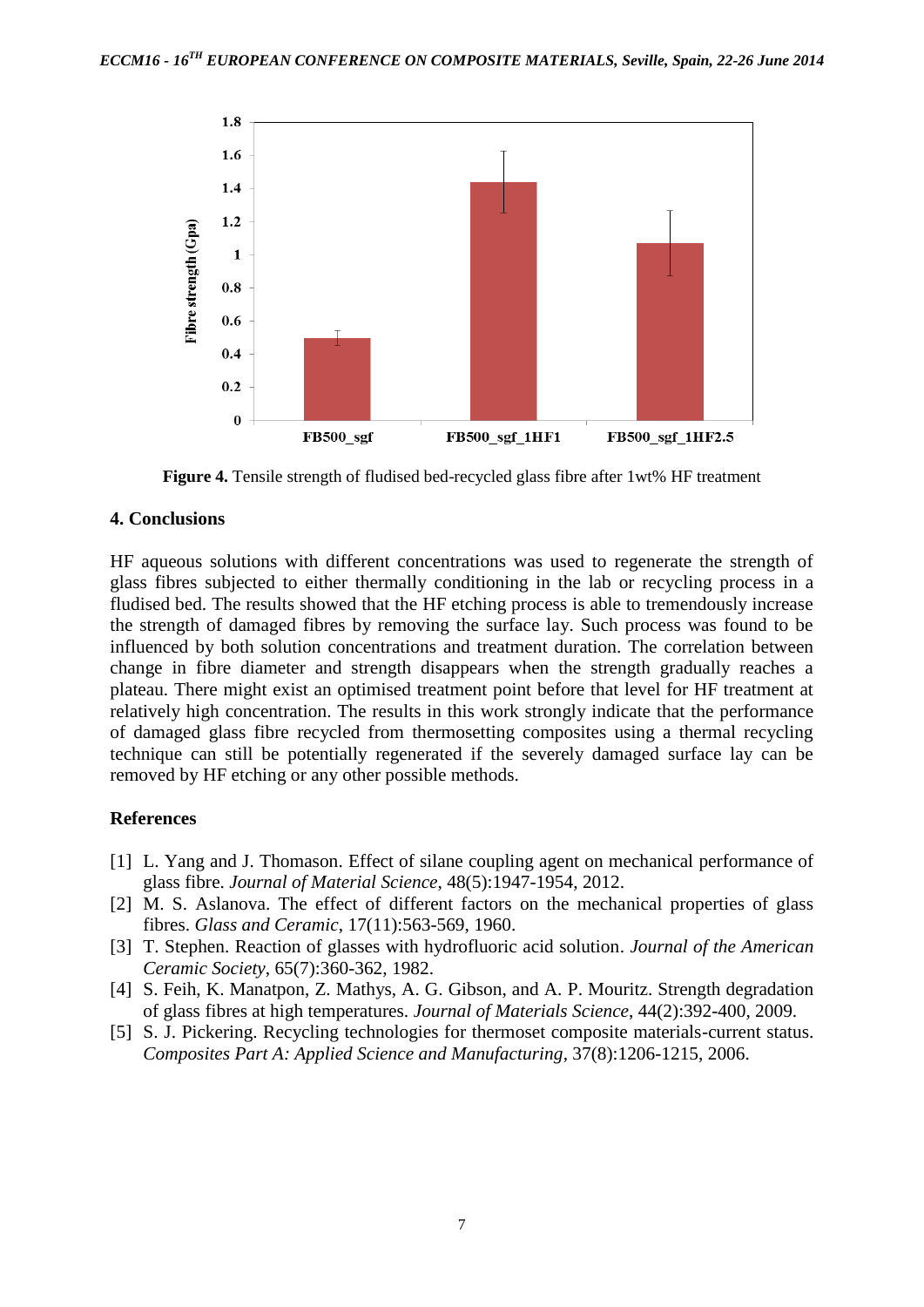1.8
1.6
1.4
1.2
1
0.8
0.6
0.4
0.2
0

Fibre strength (Gpa)

FB500_sgf
FB500_sgf_1HF1
FB500_sgf_1HF2.5

**Figure 4.** Tensile strength of fludised bed-recycled glass fibre after 1wt% HF treatment

## 4. Conclusions

HF aqueous solutions with different concentrations was used to regenerate the strength of glass fibres subjected to either thermally conditioning in the lab or recycling process in a fludised bed. The results showed that the HF etching process is able to tremendously increase the strength of damaged fibres by removing the surface lay. Such process was found to be influenced by both solution concentrations and treatment duration. The correlation between change in fibre diameter and strength disappears when the strength gradually reaches a plateau. There might exist an optimised treatment point before that level for HF treatment at relatively high concentration. The results in this work strongly indicate that the performance of damaged glass fibre recycled from thermosetting composites using a thermal recycling technique can still be potentially regenerated if the severely damaged surface lay can be removed by HF etching or any other possible methods.

## References

[1] L. Yang and J. Thomason. Effect of silane coupling agent on mechanical performance of glass fibre. *Journal of Material Science*, 48(5):1947-1954, 2012.

[2] M. S. Aslanova. The effect of different factors on the mechanical properties of glass fibres. *Glass and Ceramic*, 17(11):563-569, 1960.

[3] T. Stephen. Reaction of glasses with hydrofluoric acid solution. *Journal of the American Ceramic Society*, 65(7):360-362, 1982.

[4] S. Feih, K. Manatpon, Z. Mathys, A. G. Gibson, and A. P. Mouritz. Strength degradation of glass fibres at high temperatures. *Journal of Materials Science*, 44(2):392-400, 2009.

[5] S. J. Pickering. Recycling technologies for thermoset composite materials-current status. *Composites Part A: Applied Science and Manufacturing*, 37(8):1206-1215, 2006.